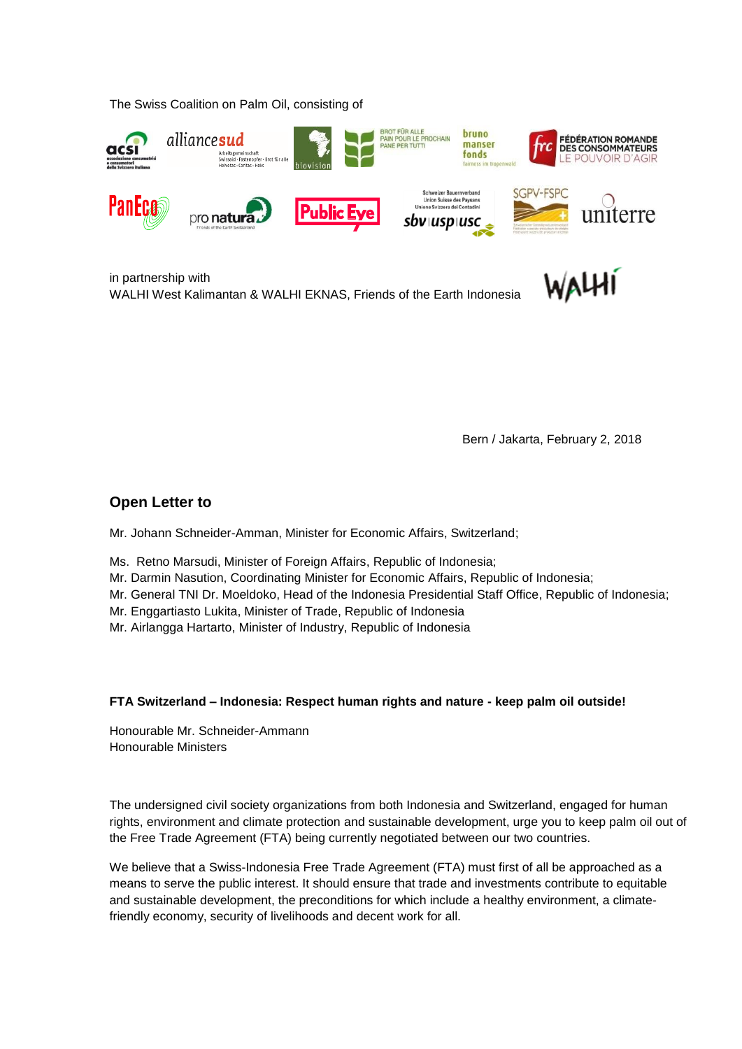The Swiss Coalition on Palm Oil, consisting of

in partnership with
WALHI West Kalimantan & WALHI EKNAS, Friends of the Earth Indonesia

Bern / Jakarta, February 2, 2018

## Open Letter to

Mr. Johann Schneider-Amman, Minister for Economic Affairs, Switzerland;

Ms. Retno Marsudi, Minister of Foreign Affairs, Republic of Indonesia;
Mr. Darmin Nasution, Coordinating Minister for Economic Affairs, Republic of Indonesia;
Mr. General TNI Dr. Moeldoko, Head of the Indonesia Presidential Staff Office, Republic of Indonesia;
Mr. Enggartiasto Lukita, Minister of Trade, Republic of Indonesia
Mr. Airlangga Hartarto, Minister of Industry, Republic of Indonesia

**FTA Switzerland – Indonesia: Respect human rights and nature - keep palm oil outside!**

Honourable Mr. Schneider-Ammann
Honourable Ministers

The undersigned civil society organizations from both Indonesia and Switzerland, engaged for human rights, environment and climate protection and sustainable development, urge you to keep palm oil out of the Free Trade Agreement (FTA) being currently negotiated between our two countries.

We believe that a Swiss-Indonesia Free Trade Agreement (FTA) must first of all be approached as a means to serve the public interest. It should ensure that trade and investments contribute to equitable and sustainable development, the preconditions for which include a healthy environment, a climate-friendly economy, security of livelihoods and decent work for all.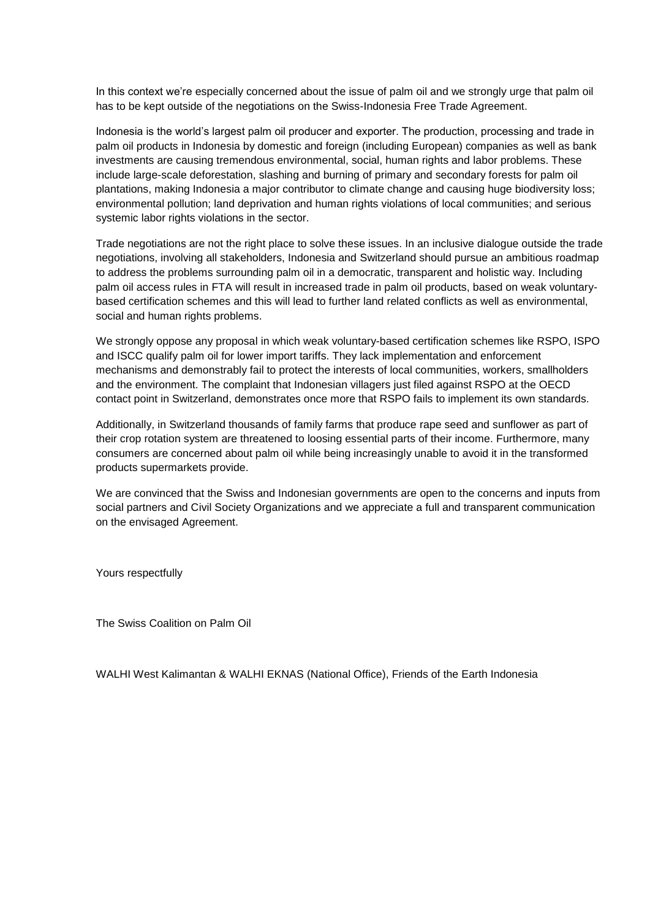In this context we're especially concerned about the issue of palm oil and we strongly urge that palm oil has to be kept outside of the negotiations on the Swiss-Indonesia Free Trade Agreement.

Indonesia is the world's largest palm oil producer and exporter. The production, processing and trade in palm oil products in Indonesia by domestic and foreign (including European) companies as well as bank investments are causing tremendous environmental, social, human rights and labor problems. These include large-scale deforestation, slashing and burning of primary and secondary forests for palm oil plantations, making Indonesia a major contributor to climate change and causing huge biodiversity loss; environmental pollution; land deprivation and human rights violations of local communities; and serious systemic labor rights violations in the sector.

Trade negotiations are not the right place to solve these issues. In an inclusive dialogue outside the trade negotiations, involving all stakeholders, Indonesia and Switzerland should pursue an ambitious roadmap to address the problems surrounding palm oil in a democratic, transparent and holistic way. Including palm oil access rules in FTA will result in increased trade in palm oil products, based on weak voluntary-based certification schemes and this will lead to further land related conflicts as well as environmental, social and human rights problems.

We strongly oppose any proposal in which weak voluntary-based certification schemes like RSPO, ISPO and ISCC qualify palm oil for lower import tariffs. They lack implementation and enforcement mechanisms and demonstrably fail to protect the interests of local communities, workers, smallholders and the environment. The complaint that Indonesian villagers just filed against RSPO at the OECD contact point in Switzerland, demonstrates once more that RSPO fails to implement its own standards.

Additionally, in Switzerland thousands of family farms that produce rape seed and sunflower as part of their crop rotation system are threatened to loosing essential parts of their income. Furthermore, many consumers are concerned about palm oil while being increasingly unable to avoid it in the transformed products supermarkets provide.

We are convinced that the Swiss and Indonesian governments are open to the concerns and inputs from social partners and Civil Society Organizations and we appreciate a full and transparent communication on the envisaged Agreement.

Yours respectfully

The Swiss Coalition on Palm Oil

WALHI West Kalimantan & WALHI EKNAS (National Office), Friends of the Earth Indonesia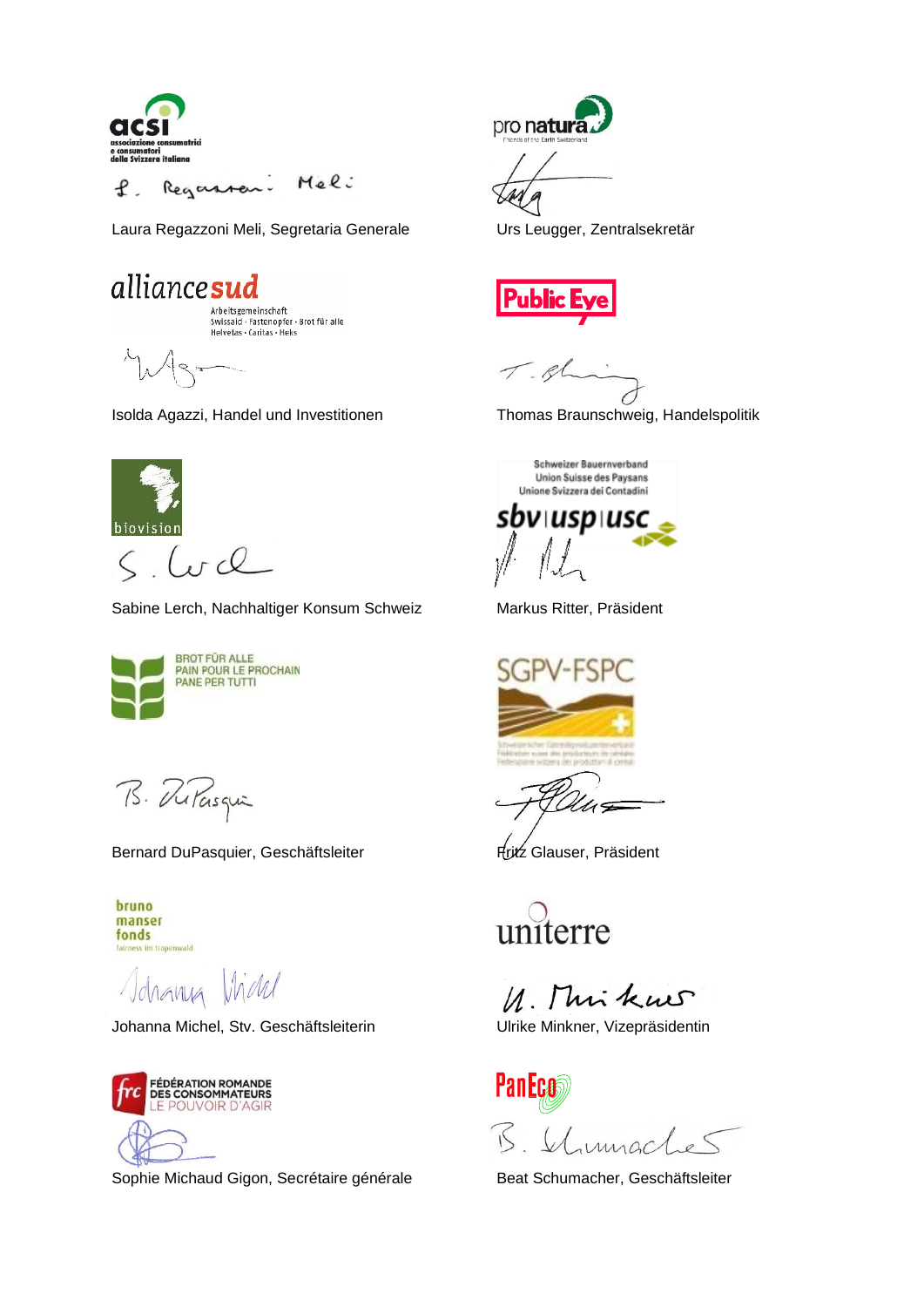acsi
associazione consumatrici e consumatori della Svizzera italiana

L. Regazzoni Meli

Laura Regazzoni Meli, Segretaria Generale

pro natura
Friends of the Earth Switzerland

Urs Leugger, Zentralsekretär

alliancesud
Arbeitsgemeinschaft
Swissaid · Fastenopfer · Brot für alle
Helvetas · Caritas · Heks

Isolda Agazzi, Handel und Investitionen

Public Eye

Thomas Braunschweig, Handelspolitik

biovision

S. Lerch

Sabine Lerch, Nachhaltiger Konsum Schweiz

Schweizer Bauernverband
Union Suisse des Paysans
Unione Svizzera dei Contadini
sbv | usp | usc

Markus Ritter, Präsident

BROT FÜR ALLE
PAIN POUR LE PROCHAIN
PANE PER TUTTI

B. DuPasquier

Bernard DuPasquier, Geschäftsleiter

SGPV-FSPC

Fritz Glauser, Präsident

bruno manser fonds
fairness im tropenwald

Johanna Michel

Johanna Michel, Stv. Geschäftsleiterin

uniterre

U. Minkner

Ulrike Minkner, Vizepräsidentin

frc
FÉDÉRATION ROMANDE DES CONSOMMATEURS
LE POUVOIR D'AGIR

Sophie Michaud Gigon, Secrétaire générale

PanEco

B. Schumacher

Beat Schumacher, Geschäftsleiter